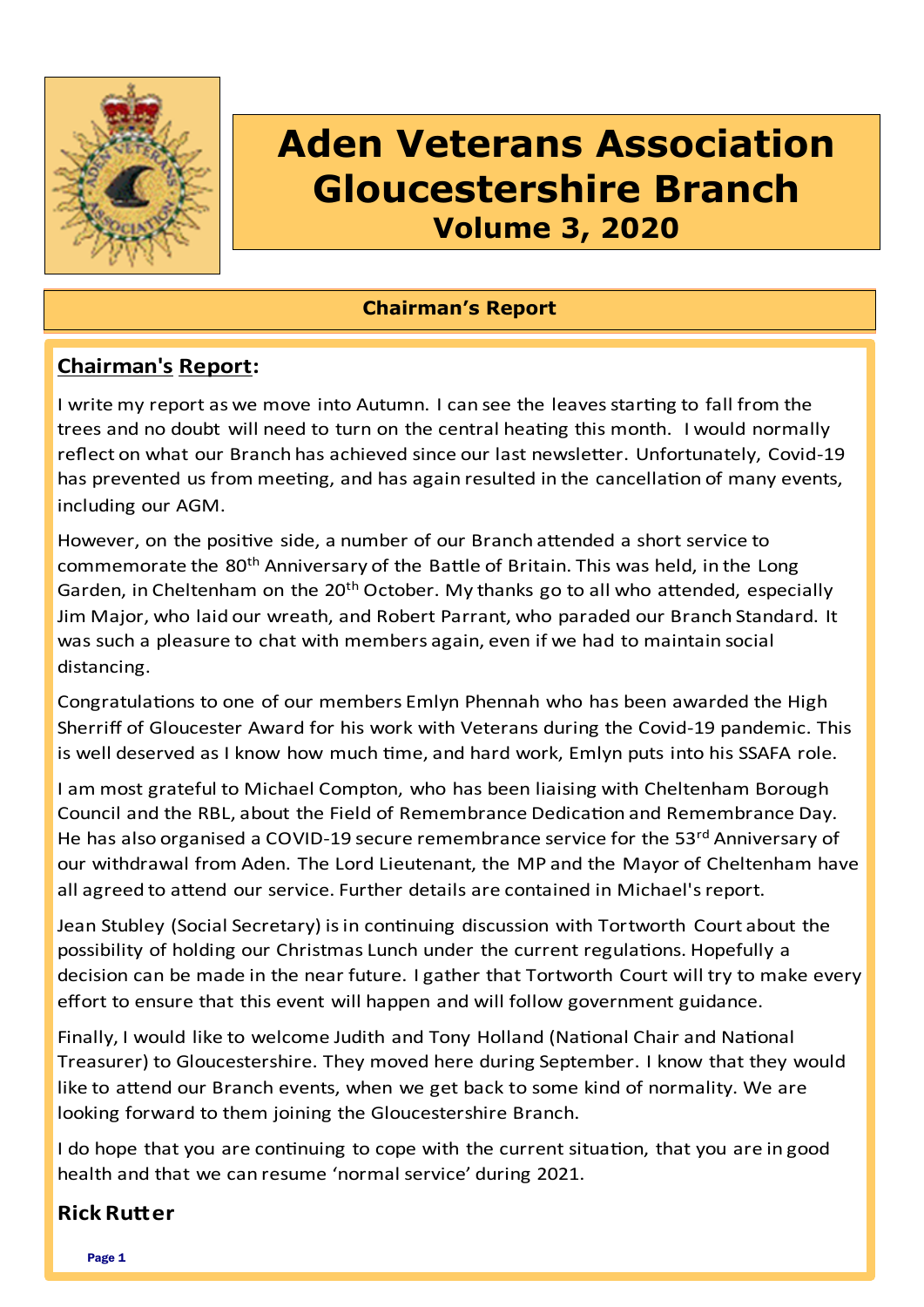# Aden Veterans Association Gloucestershire Branch

## Volume 3, 2020

### Chairman's Report

**Chairman's Report:**

I write my report as we move into Autumn. I can see the leaves starting to fall from the trees and no doubt will need to turn on the central heating this month. I would normally reflect on what our Branch has achieved since our last newsletter. Unfortunately, Covid-19 has prevented us from meeting, and has again resulted in the cancellation of many events, including our AGM.

However, on the positive side, a number of our Branch attended a short service to commemorate the 80th Anniversary of the Battle of Britain. This was held, in the Long Garden, in Cheltenham on the 20th October. My thanks go to all who attended, especially Jim Major, who laid our wreath, and Robert Parrant, who paraded our Branch Standard. It was such a pleasure to chat with members again, even if we had to maintain social distancing.

Congratulations to one of our members Emlyn Phennah who has been awarded the High Sherriff of Gloucester Award for his work with Veterans during the Covid-19 pandemic. This is well deserved as I know how much time, and hard work, Emlyn puts into his SSAFA role.

I am most grateful to Michael Compton, who has been liaising with Cheltenham Borough Council and the RBL, about the Field of Remembrance Dedication and Remembrance Day. He has also organised a COVID-19 secure remembrance service for the 53rd Anniversary of our withdrawal from Aden. The Lord Lieutenant, the MP and the Mayor of Cheltenham have all agreed to attend our service. Further details are contained in Michael's report.

Jean Stubley (Social Secretary) is in continuing discussion with Tortworth Court about the possibility of holding our Christmas Lunch under the current regulations. Hopefully a decision can be made in the near future. I gather that Tortworth Court will try to make every effort to ensure that this event will happen and will follow government guidance.

Finally, I would like to welcome Judith and Tony Holland (National Chair and National Treasurer) to Gloucestershire. They moved here during September. I know that they would like to attend our Branch events, when we get back to some kind of normality. We are looking forward to them joining the Gloucestershire Branch.

I do hope that you are continuing to cope with the current situation, that you are in good health and that we can resume 'normal service' during 2021.

**Rick Rutter**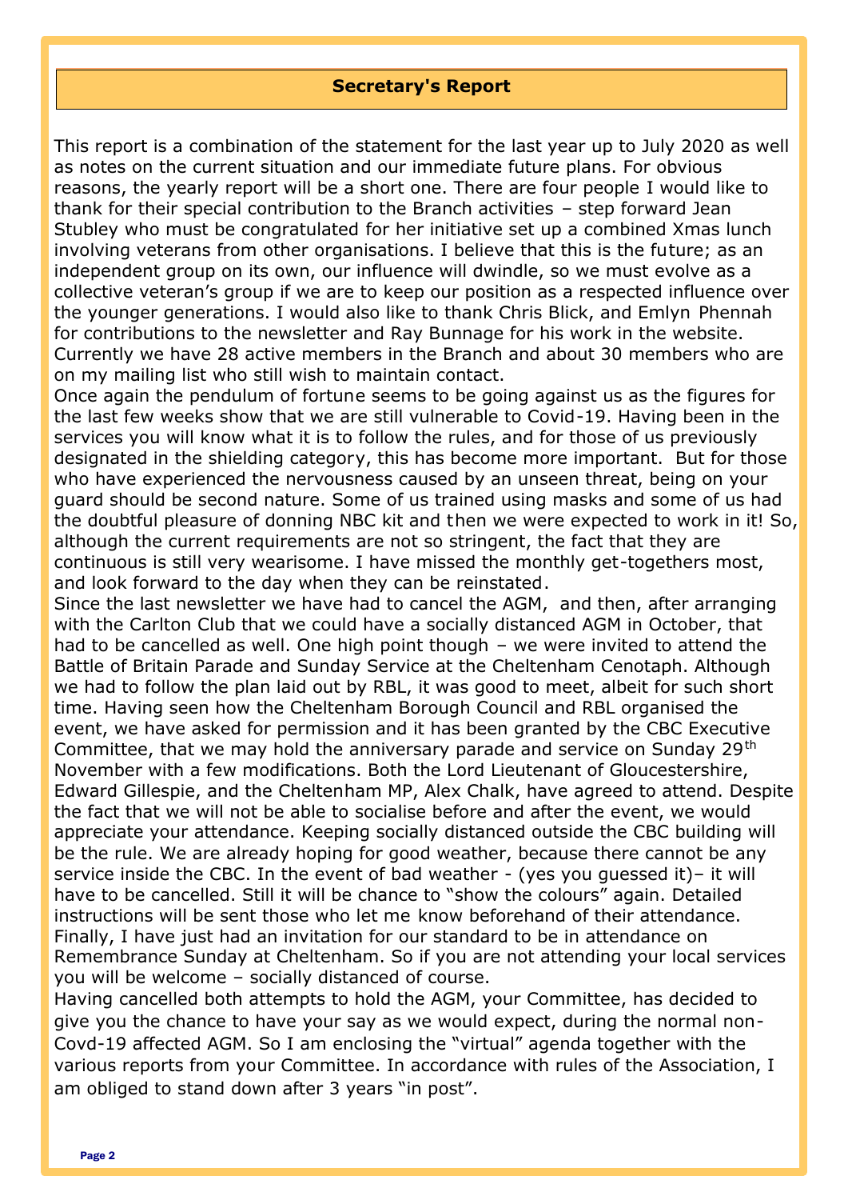## Secretary's Report

This report is a combination of the statement for the last year up to July 2020 as well as notes on the current situation and our immediate future plans. For obvious reasons, the yearly report will be a short one. There are four people I would like to thank for their special contribution to the Branch activities – step forward Jean Stubley who must be congratulated for her initiative set up a combined Xmas lunch involving veterans from other organisations. I believe that this is the future; as an independent group on its own, our influence will dwindle, so we must evolve as a collective veteran's group if we are to keep our position as a respected influence over the younger generations. I would also like to thank Chris Blick, and Emlyn Phennah for contributions to the newsletter and Ray Bunnage for his work in the website. Currently we have 28 active members in the Branch and about 30 members who are on my mailing list who still wish to maintain contact.

Once again the pendulum of fortune seems to be going against us as the figures for the last few weeks show that we are still vulnerable to Covid-19. Having been in the services you will know what it is to follow the rules, and for those of us previously designated in the shielding category, this has become more important. But for those who have experienced the nervousness caused by an unseen threat, being on your guard should be second nature. Some of us trained using masks and some of us had the doubtful pleasure of donning NBC kit and then we were expected to work in it! So, although the current requirements are not so stringent, the fact that they are continuous is still very wearisome. I have missed the monthly get-togethers most, and look forward to the day when they can be reinstated.

Since the last newsletter we have had to cancel the AGM, and then, after arranging with the Carlton Club that we could have a socially distanced AGM in October, that had to be cancelled as well. One high point though – we were invited to attend the Battle of Britain Parade and Sunday Service at the Cheltenham Cenotaph. Although we had to follow the plan laid out by RBL, it was good to meet, albeit for such short time. Having seen how the Cheltenham Borough Council and RBL organised the event, we have asked for permission and it has been granted by the CBC Executive Committee, that we may hold the anniversary parade and service on Sunday 29th November with a few modifications. Both the Lord Lieutenant of Gloucestershire, Edward Gillespie, and the Cheltenham MP, Alex Chalk, have agreed to attend. Despite the fact that we will not be able to socialise before and after the event, we would appreciate your attendance. Keeping socially distanced outside the CBC building will be the rule. We are already hoping for good weather, because there cannot be any service inside the CBC. In the event of bad weather - (yes you guessed it)– it will have to be cancelled. Still it will be chance to "show the colours" again. Detailed instructions will be sent those who let me know beforehand of their attendance. Finally, I have just had an invitation for our standard to be in attendance on Remembrance Sunday at Cheltenham. So if you are not attending your local services you will be welcome – socially distanced of course.

Having cancelled both attempts to hold the AGM, your Committee, has decided to give you the chance to have your say as we would expect, during the normal non-Covd-19 affected AGM. So I am enclosing the "virtual" agenda together with the various reports from your Committee. In accordance with rules of the Association, I am obliged to stand down after 3 years "in post".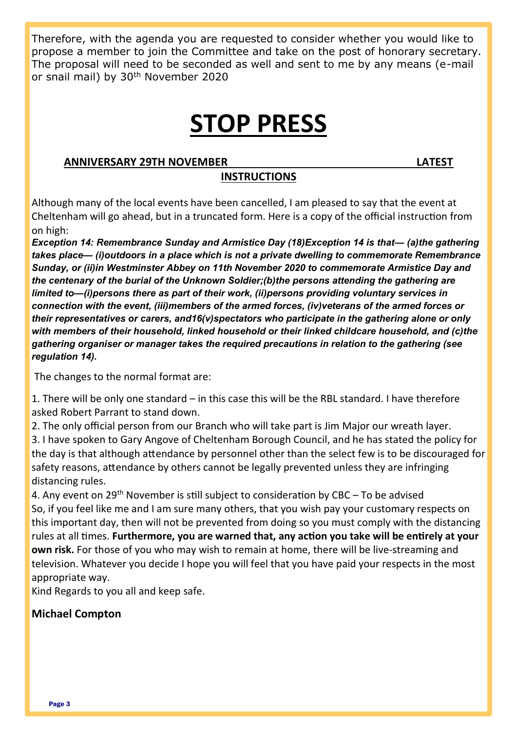Therefore, with the agenda you are requested to consider whether you would like to propose a member to join the Committee and take on the post of honorary secretary. The proposal will need to be seconded as well and sent to me by any means (e-mail or snail mail) by 30th November 2020

# STOP PRESS

## ANNIVERSARY 29TH NOVEMBER LATEST INSTRUCTIONS

Although many of the local events have been cancelled, I am pleased to say that the event at Cheltenham will go ahead, but in a truncated form. Here is a copy of the official instruction from on high:

***Exception 14: Remembrance Sunday and Armistice Day (18)Exception 14 is that— (a)the gathering takes place— (i)outdoors in a place which is not a private dwelling to commemorate Remembrance Sunday, or (ii)in Westminster Abbey on 11th November 2020 to commemorate Armistice Day and the centenary of the burial of the Unknown Soldier;(b)the persons attending the gathering are limited to—(i)persons there as part of their work, (ii)persons providing voluntary services in connection with the event, (iii)members of the armed forces, (iv)veterans of the armed forces or their representatives or carers, and16(v)spectators who participate in the gathering alone or only with members of their household, linked household or their linked childcare household, and (c)the gathering organiser or manager takes the required precautions in relation to the gathering (see regulation 14).***

The changes to the normal format are:

1. There will be only one standard – in this case this will be the RBL standard. I have therefore asked Robert Parrant to stand down.
2. The only official person from our Branch who will take part is Jim Major our wreath layer.
3. I have spoken to Gary Angove of Cheltenham Borough Council, and he has stated the policy for the day is that although attendance by personnel other than the select few is to be discouraged for safety reasons, attendance by others cannot be legally prevented unless they are infringing distancing rules.
4. Any event on 29th November is still subject to consideration by CBC – To be advised

So, if you feel like me and I am sure many others, that you wish pay your customary respects on this important day, then will not be prevented from doing so you must comply with the distancing rules at all times. **Furthermore, you are warned that, any action you take will be entirely at your own risk.** For those of you who may wish to remain at home, there will be live-streaming and television. Whatever you decide I hope you will feel that you have paid your respects in the most appropriate way.

Kind Regards to you all and keep safe.

**Michael Compton**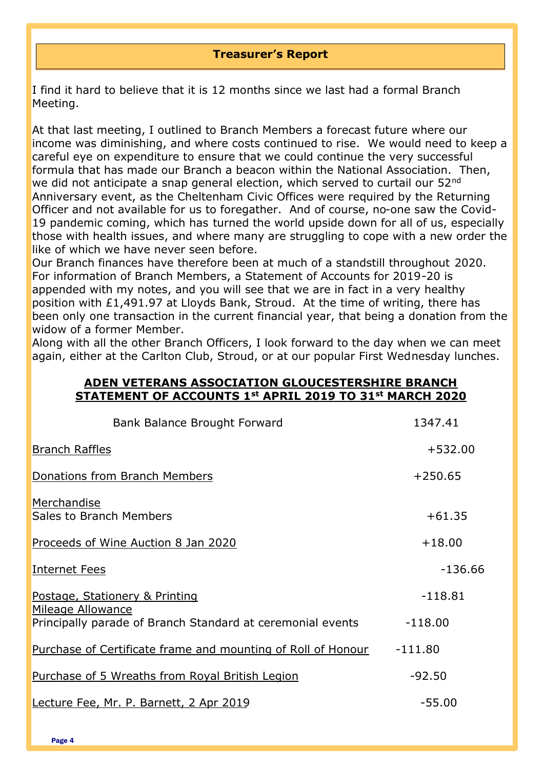## Treasurer's Report

I find it hard to believe that it is 12 months since we last had a formal Branch Meeting.

At that last meeting, I outlined to Branch Members a forecast future where our income was diminishing, and where costs continued to rise. We would need to keep a careful eye on expenditure to ensure that we could continue the very successful formula that has made our Branch a beacon within the National Association. Then, we did not anticipate a snap general election, which served to curtail our 52nd Anniversary event, as the Cheltenham Civic Offices were required by the Returning Officer and not available for us to foregather. And of course, no-one saw the Covid-19 pandemic coming, which has turned the world upside down for all of us, especially those with health issues, and where many are struggling to cope with a new order the like of which we have never seen before.

Our Branch finances have therefore been at much of a standstill throughout 2020. For information of Branch Members, a Statement of Accounts for 2019-20 is appended with my notes, and you will see that we are in fact in a very healthy position with £1,491.97 at Lloyds Bank, Stroud. At the time of writing, there has been only one transaction in the current financial year, that being a donation from the widow of a former Member.

Along with all the other Branch Officers, I look forward to the day when we can meet again, either at the Carlton Club, Stroud, or at our popular First Wednesday lunches.

### ADEN VETERANS ASSOCIATION GLOUCESTERSHIRE BRANCH
### STATEMENT OF ACCOUNTS 1st APRIL 2019 TO 31st MARCH 2020

| Item | Amount |
|---|---|
| Bank Balance Brought Forward | 1347.41 |
| Branch Raffles | +532.00 |
| Donations from Branch Members | +250.65 |
| Merchandise<br>Sales to Branch Members | +61.35 |
| Proceeds of Wine Auction 8 Jan 2020 | +18.00 |
| Internet Fees | -136.66 |
| Postage, Stationery & Printing | -118.81 |
| Mileage Allowance<br>Principally parade of Branch Standard at ceremonial events | -118.00 |
| Purchase of Certificate frame and mounting of Roll of Honour | -111.80 |
| Purchase of 5 Wreaths from Royal British Legion | -92.50 |
| Lecture Fee, Mr. P. Barnett, 2 Apr 2019 | -55.00 |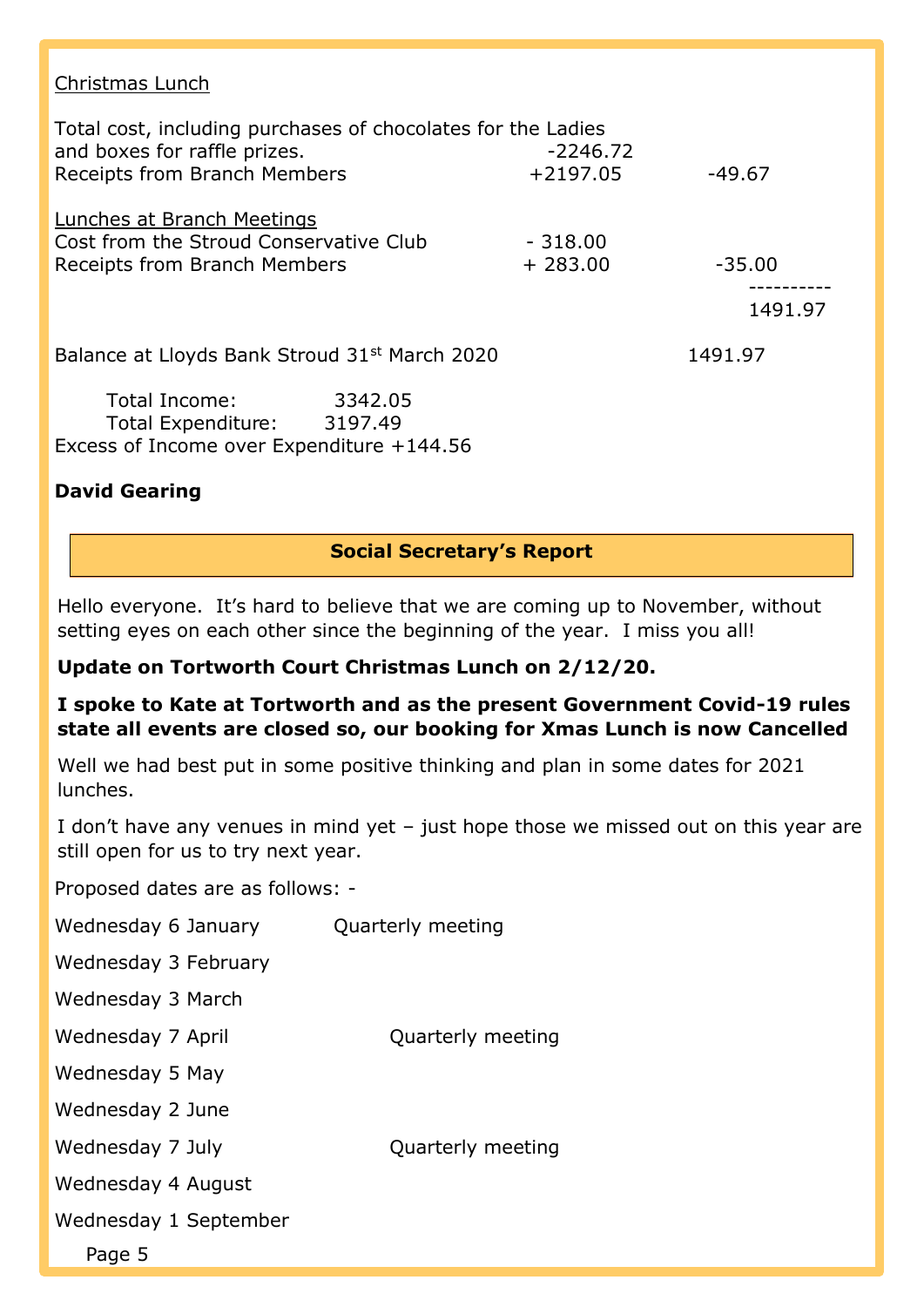Christmas Lunch

| | | |
|---|---|---|
| Total cost, including purchases of chocolates for the Ladies and boxes for raffle prizes. | -2246.72 | |
| Receipts from Branch Members | +2197.05 | -49.67 |

Lunches at Branch Meetings

| | | |
|---|---|---|
| Cost from the Stroud Conservative Club | - 318.00 | |
| Receipts from Branch Members | + 283.00 | -35.00 |
| | | ---------- |
| | | 1491.97 |

Balance at Lloyds Bank Stroud 31st March 2020 1491.97

Total Income: 3342.05
Total Expenditure: 3197.49
Excess of Income over Expenditure +144.56

**David Gearing**

## Social Secretary's Report

Hello everyone. It's hard to believe that we are coming up to November, without setting eyes on each other since the beginning of the year. I miss you all!

**Update on Tortworth Court Christmas Lunch on 2/12/20.**

**I spoke to Kate at Tortworth and as the present Government Covid-19 rules state all events are closed so, our booking for Xmas Lunch is now Cancelled**

Well we had best put in some positive thinking and plan in some dates for 2021 lunches.

I don't have any venues in mind yet – just hope those we missed out on this year are still open for us to try next year.

Proposed dates are as follows: -

| | |
|---|---|
| Wednesday 6 January | Quarterly meeting |
| Wednesday 3 February | |
| Wednesday 3 March | |
| Wednesday 7 April | Quarterly meeting |
| Wednesday 5 May | |
| Wednesday 2 June | |
| Wednesday 7 July | Quarterly meeting |
| Wednesday 4 August | |
| Wednesday 1 September | |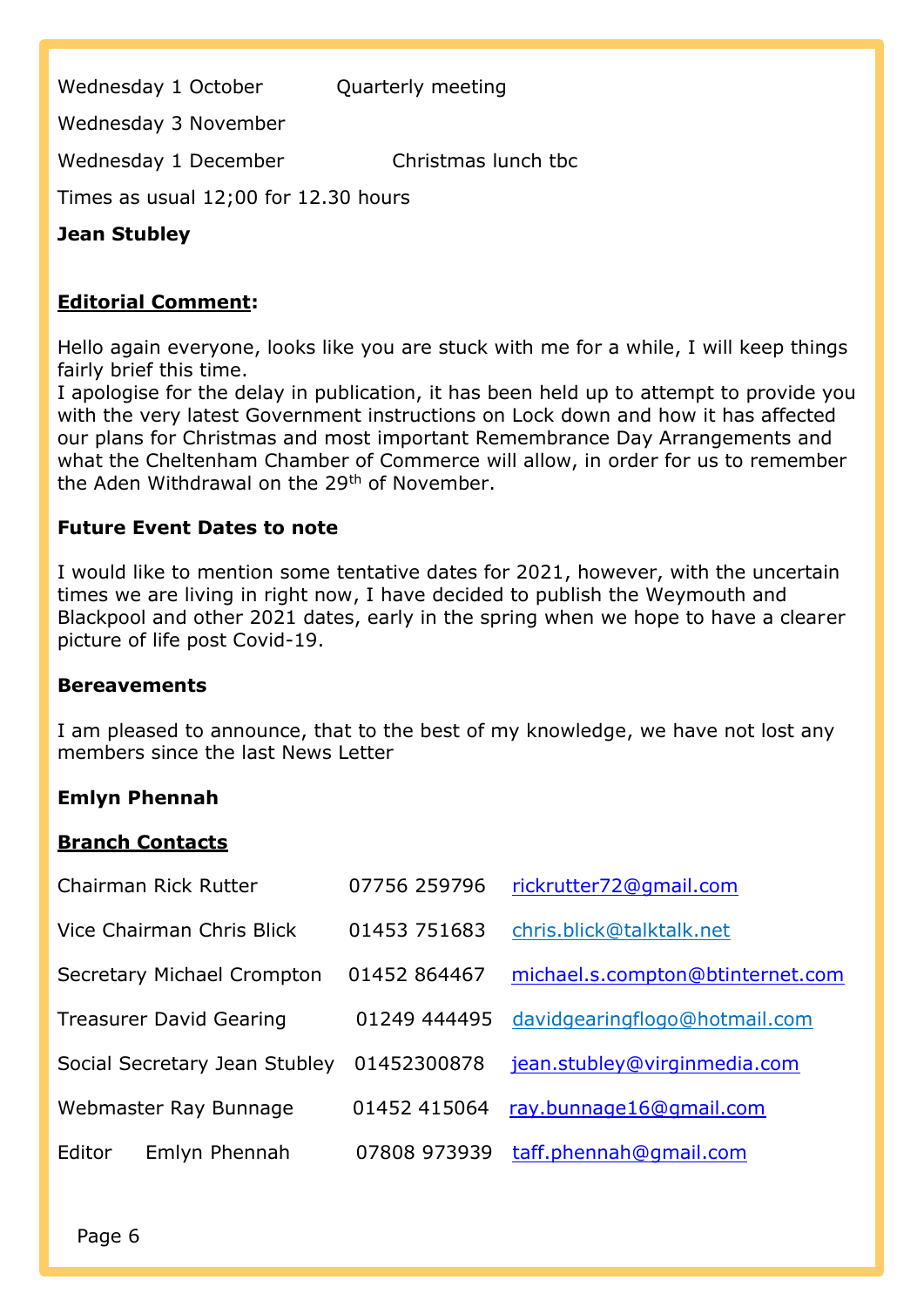Wednesday 1 October Quarterly meeting

Wednesday 3 November

Wednesday 1 December Christmas lunch tbc

Times as usual 12;00 for 12.30 hours

**Jean Stubley**

**Editorial Comment:**

Hello again everyone, looks like you are stuck with me for a while, I will keep things fairly brief this time.
I apologise for the delay in publication, it has been held up to attempt to provide you with the very latest Government instructions on Lock down and how it has affected our plans for Christmas and most important Remembrance Day Arrangements and what the Cheltenham Chamber of Commerce will allow, in order for us to remember the Aden Withdrawal on the 29th of November.

**Future Event Dates to note**

I would like to mention some tentative dates for 2021, however, with the uncertain times we are living in right now, I have decided to publish the Weymouth and Blackpool and other 2021 dates, early in the spring when we hope to have a clearer picture of life post Covid-19.

**Bereavements**

I am pleased to announce, that to the best of my knowledge, we have not lost any members since the last News Letter

**Emlyn Phennah**

**Branch Contacts**

| | | |
|---|---|---|
| Chairman Rick Rutter | 07756 259796 | rickrutter72@gmail.com |
| Vice Chairman Chris Blick | 01453 751683 | chris.blick@talktalk.net |
| Secretary Michael Crompton | 01452 864467 | michael.s.compton@btinternet.com |
| Treasurer David Gearing | 01249 444495 | davidgearingflogo@hotmail.com |
| Social Secretary Jean Stubley | 01452300878 | jean.stubley@virginmedia.com |
| Webmaster Ray Bunnage | 01452 415064 | ray.bunnage16@gmail.com |
| Editor Emlyn Phennah | 07808 973939 | taff.phennah@gmail.com |